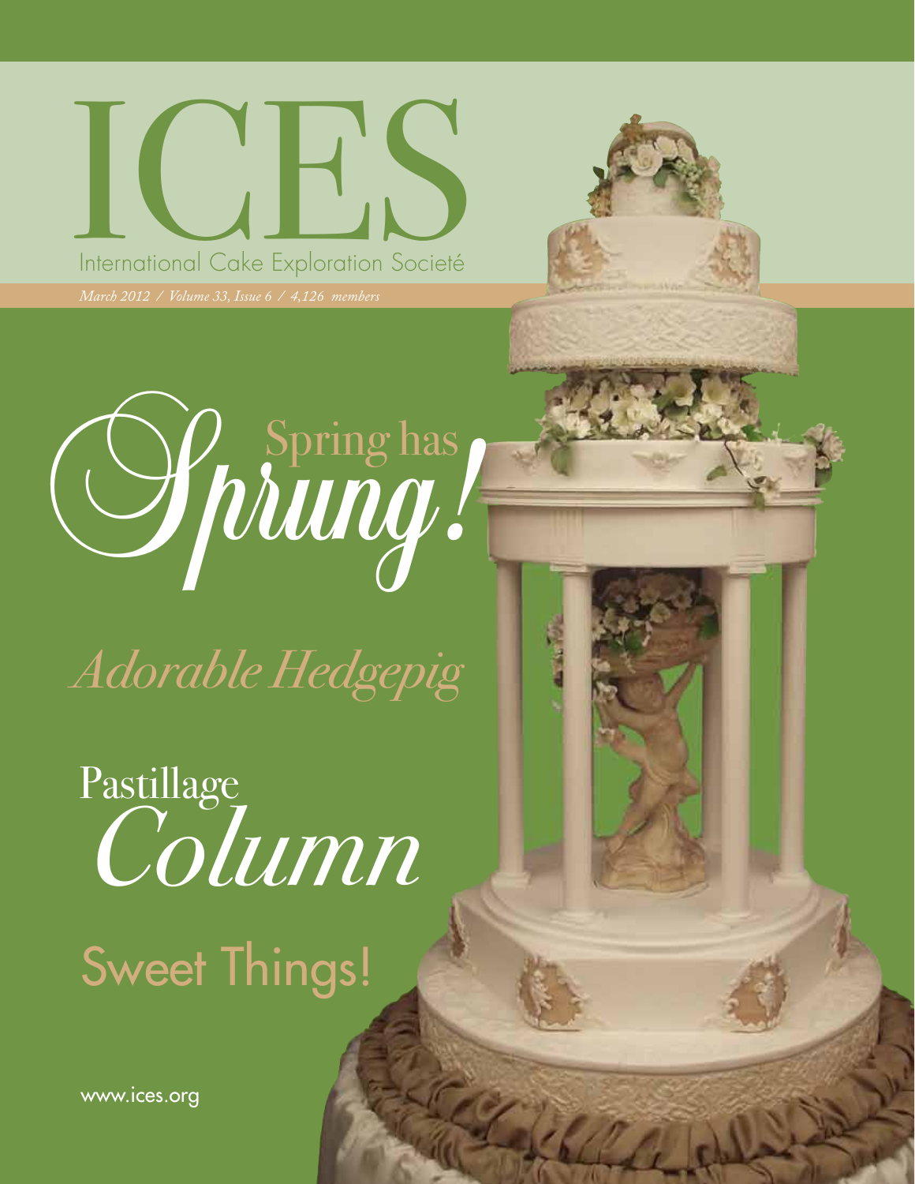# ICES

International Cake Exploration Societé

*March 2012 / Volume 33, Issue 6 / 4,126 members*

## Spring has *Sprung!*

## *Adorable Hedgepig*

## Pastillage *Column*

## Sweet Things!

www.ices.org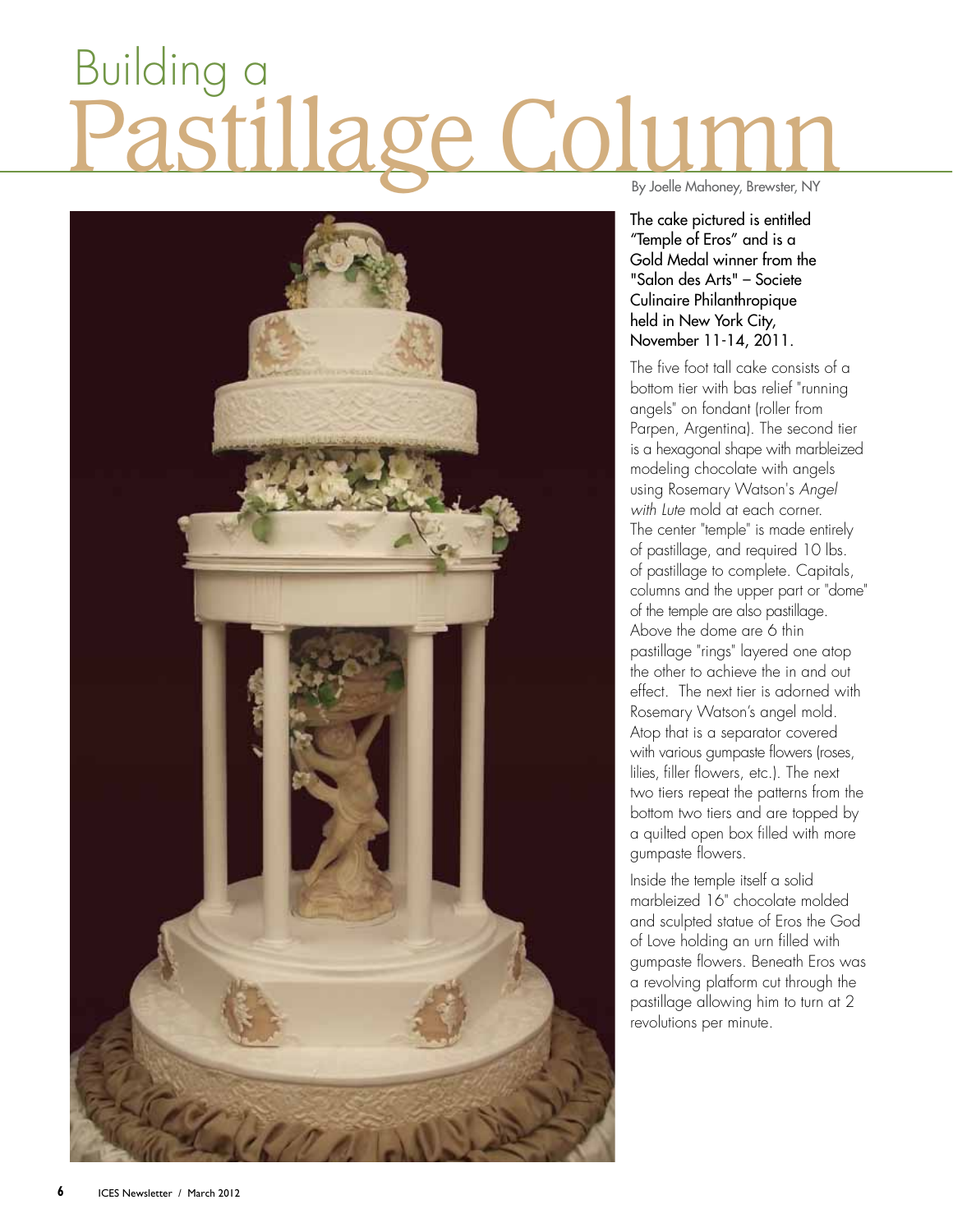# Building a Pastillage Column

By Joelle Mahoney, Brewster, NY

The cake pictured is entitled "Temple of Eros" and is a Gold Medal winner from the "Salon des Arts" – Societe Culinaire Philanthropique held in New York City, November 11-14, 2011.

The five foot tall cake consists of a bottom tier with bas relief "running angels" on fondant (roller from Parpen, Argentina). The second tier is a hexagonal shape with marbleized modeling chocolate with angels using Rosemary Watson's *Angel with Lute* mold at each corner. The center "temple" is made entirely of pastillage, and required 10 lbs. of pastillage to complete. Capitals, columns and the upper part or "dome" of the temple are also pastillage. Above the dome are 6 thin pastillage "rings" layered one atop the other to achieve the in and out effect. The next tier is adorned with Rosemary Watson's angel mold. Atop that is a separator covered with various gumpaste flowers (roses, lilies, filler flowers, etc.). The next two tiers repeat the patterns from the bottom two tiers and are topped by a quilted open box filled with more gumpaste flowers.

Inside the temple itself a solid marbleized 16" chocolate molded and sculpted statue of Eros the God of Love holding an urn filled with gumpaste flowers. Beneath Eros was a revolving platform cut through the pastillage allowing him to turn at 2 revolutions per minute.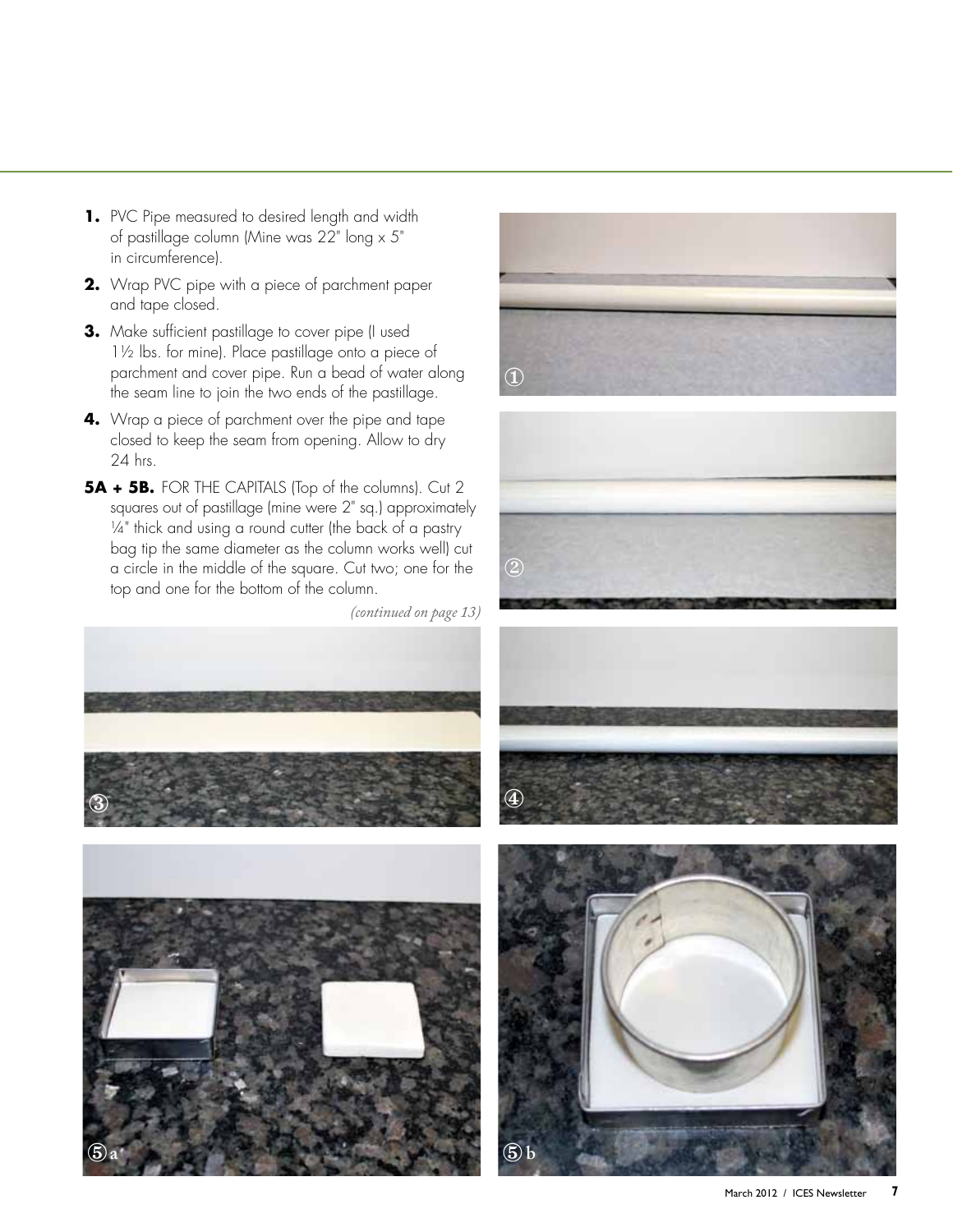1. PVC Pipe measured to desired length and width of pastillage column (Mine was 22" long x 5" in circumference).
2. Wrap PVC pipe with a piece of parchment paper and tape closed.
3. Make sufficient pastillage to cover pipe (I used 1½ lbs. for mine). Place pastillage onto a piece of parchment and cover pipe. Run a bead of water along the seam line to join the two ends of the pastillage.
4. Wrap a piece of parchment over the pipe and tape closed to keep the seam from opening. Allow to dry 24 hrs.

**5A + 5B.** FOR THE CAPITALS (Top of the columns). Cut 2 squares out of pastillage (mine were 2" sq.) approximately ¼" thick and using a round cutter (the back of a pastry bag tip the same diameter as the column works well) cut a circle in the middle of the square. Cut two; one for the top and one for the bottom of the column.

*(continued on page 13)*

①

②

③

④

⑤a

⑤b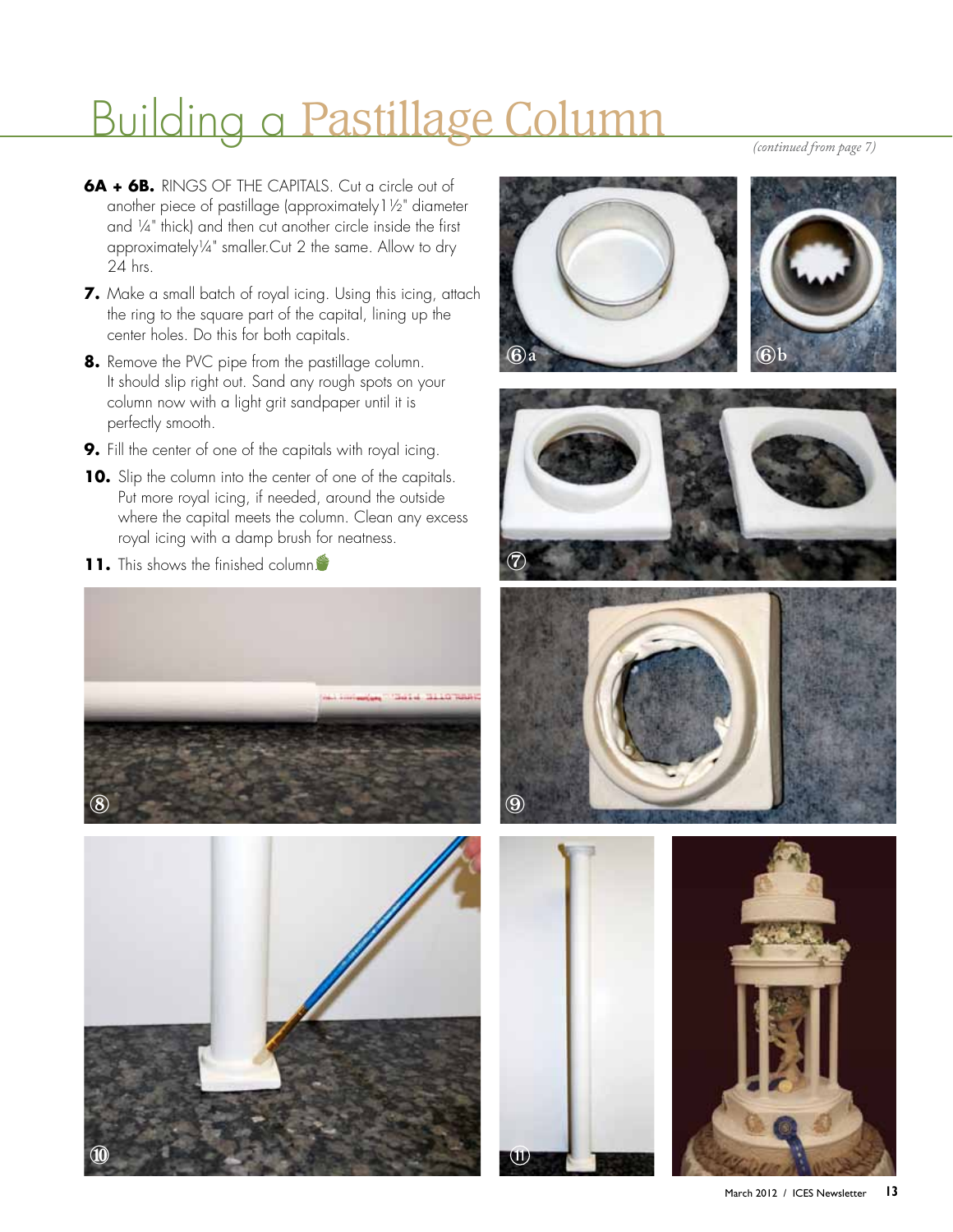# Building a Pastillage Column

*(continued from page 7)*

**6A + 6B.** RINGS OF THE CAPITALS. Cut a circle out of another piece of pastillage (approximately 1½" diameter and ¼" thick) and then cut another circle inside the first approximately ¼" smaller. Cut 2 the same. Allow to dry 24 hrs.

**7.** Make a small batch of royal icing. Using this icing, attach the ring to the square part of the capital, lining up the center holes. Do this for both capitals.

**8.** Remove the PVC pipe from the pastillage column. It should slip right out. Sand any rough spots on your column now with a light grit sandpaper until it is perfectly smooth.

**9.** Fill the center of one of the capitals with royal icing.

**10.** Slip the column into the center of one of the capitals. Put more royal icing, if needed, around the outside where the capital meets the column. Clean any excess royal icing with a damp brush for neatness.

**11.** This shows the finished column.